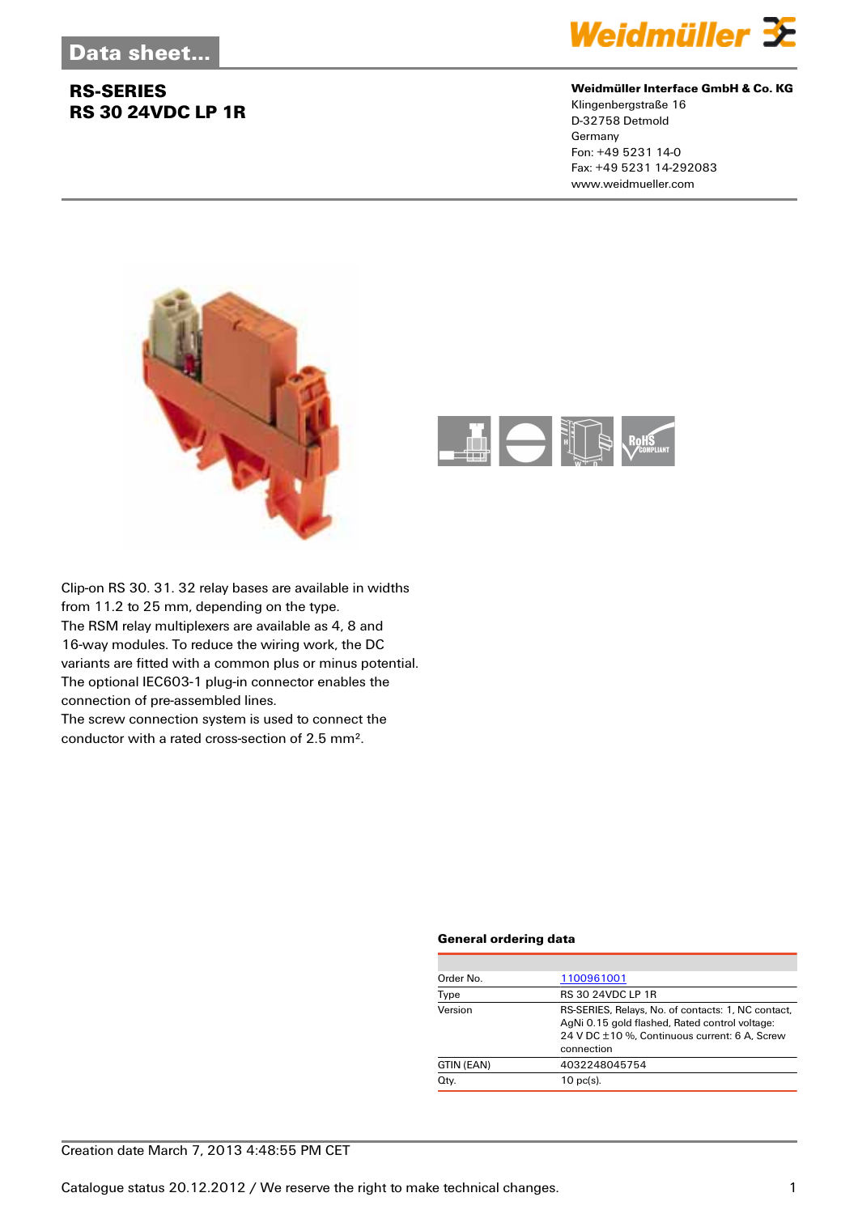# Data sheet...

## RS-SERIES
## RS 30 24VDC LP 1R

**Weidmüller Interface GmbH & Co. KG**
Klingenbergstraße 16
D-32758 Detmold
Germany
Fon: +49 5231 14-0
Fax: +49 5231 14-292083
www.weidmueller.com

Clip-on RS 30. 31. 32 relay bases are available in widths from 11.2 to 25 mm, depending on the type.
The RSM relay multiplexers are available as 4, 8 and 16-way modules. To reduce the wiring work, the DC variants are fitted with a common plus or minus potential.
The optional IEC603-1 plug-in connector enables the connection of pre-assembled lines.
The screw connection system is used to connect the conductor with a rated cross-section of 2.5 mm².

### General ordering data

| | |
|---|---|
| Order No. | 1100961001 |
| Type | RS 30 24VDC LP 1R |
| Version | RS-SERIES, Relays, No. of contacts: 1, NC contact, AgNi 0.15 gold flashed, Rated control voltage: 24 V DC ±10 %, Continuous current: 6 A, Screw connection |
| GTIN (EAN) | 4032248045754 |
| Qty. | 10 pc(s). |

Creation date March 7, 2013 4:48:55 PM CET

Catalogue status 20.12.2012 / We reserve the right to make technical changes.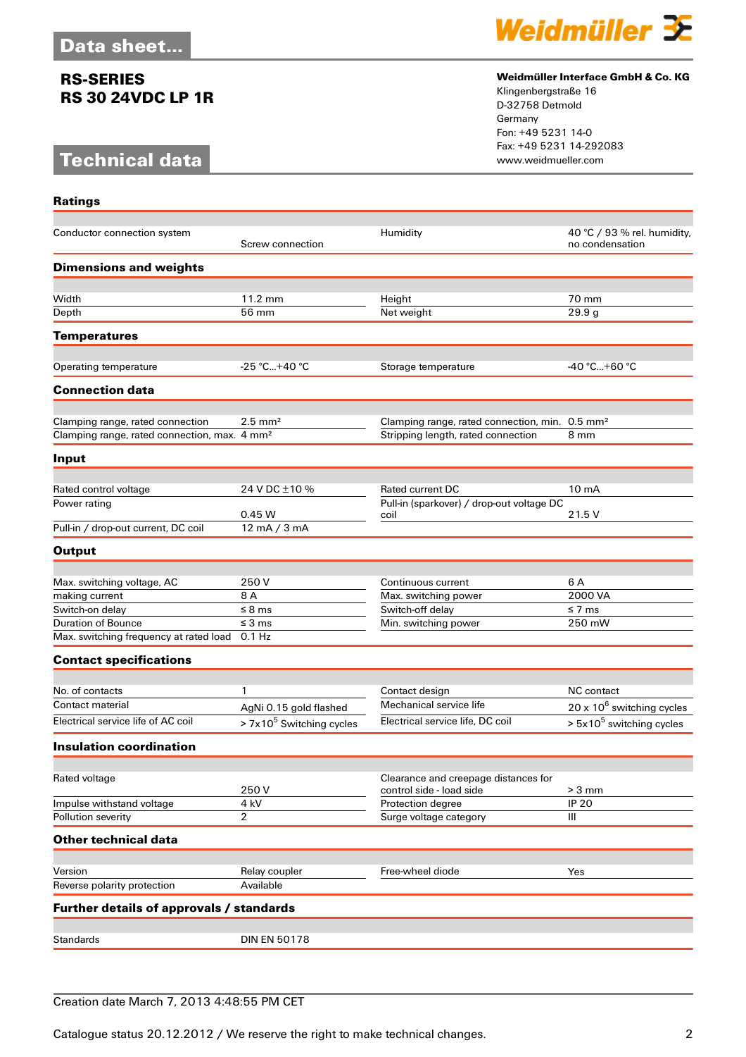# Data sheet...

**RS-SERIES**
**RS 30 24VDC LP 1R**

**Weidmüller Interface GmbH & Co. KG**
Klingenbergstraße 16
D-32758 Detmold
Germany
Fon: +49 5231 14-0
Fax: +49 5231 14-292083
www.weidmueller.com

# Technical data

## Ratings

| | | | |
|---|---|---|---|
| Conductor connection system | Screw connection | Humidity | 40 °C / 93 % rel. humidity, no condensation |

## Dimensions and weights

| | | | |
|---|---|---|---|
| Width | 11.2 mm | Height | 70 mm |
| Depth | 56 mm | Net weight | 29.9 g |

## Temperatures

| | | | |
|---|---|---|---|
| Operating temperature | -25 °C...+40 °C | Storage temperature | -40 °C...+60 °C |

## Connection data

| | | | |
|---|---|---|---|
| Clamping range, rated connection | 2.5 mm² | Clamping range, rated connection, min. | 0.5 mm² |
| Clamping range, rated connection, max. | 4 mm² | Stripping length, rated connection | 8 mm |

## Input

| | | | |
|---|---|---|---|
| Rated control voltage | 24 V DC ±10 % | Rated current DC | 10 mA |
| Power rating | 0.45 W | Pull-in (sparkover) / drop-out voltage DC coil | 21.5 V |
| Pull-in / drop-out current, DC coil | 12 mA / 3 mA | | |

## Output

| | | | |
|---|---|---|---|
| Max. switching voltage, AC | 250 V | Continuous current | 6 A |
| making current | 8 A | Max. switching power | 2000 VA |
| Switch-on delay | ≤ 8 ms | Switch-off delay | ≤ 7 ms |
| Duration of Bounce | ≤ 3 ms | Min. switching power | 250 mW |
| Max. switching frequency at rated load | 0.1 Hz | | |

## Contact specifications

| | | | |
|---|---|---|---|
| No. of contacts | 1 | Contact design | NC contact |
| Contact material | AgNi 0.15 gold flashed | Mechanical service life | 20 x $10^6$ switching cycles |
| Electrical service life of AC coil | > 7x$10^5$ Switching cycles | Electrical service life, DC coil | > 5x$10^5$ switching cycles |

## Insulation coordination

| | | | |
|---|---|---|---|
| Rated voltage | 250 V | Clearance and creepage distances for control side - load side | > 3 mm |
| Impulse withstand voltage | 4 kV | Protection degree | IP 20 |
| Pollution severity | 2 | Surge voltage category | III |

## Other technical data

| | | | |
|---|---|---|---|
| Version | Relay coupler | Free-wheel diode | Yes |
| Reverse polarity protection | Available | | |

## Further details of approvals / standards

| | |
|---|---|
| Standards | DIN EN 50178 |

Creation date March 7, 2013 4:48:55 PM CET

Catalogue status 20.12.2012 / We reserve the right to make technical changes.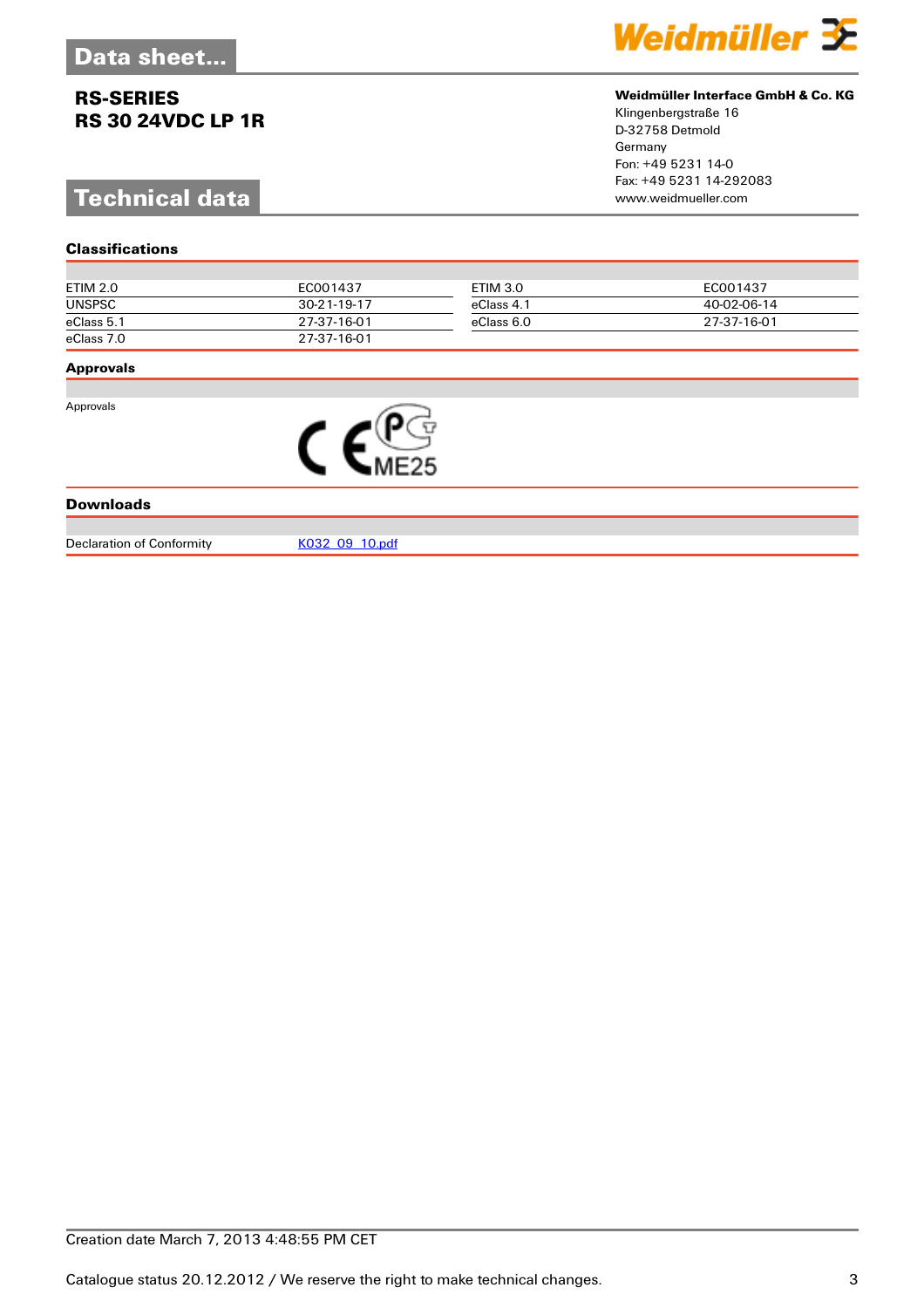# Data sheet...

## RS-SERIES
## RS 30 24VDC LP 1R

**Weidmüller Interface GmbH & Co. KG**
Klingenbergstraße 16
D-32758 Detmold
Germany
Fon: +49 5231 14-0
Fax: +49 5231 14-292083
www.weidmueller.com

# Technical data

### Classifications

| | | | |
|---|---|---|---|
| ETIM 2.0 | EC001437 | ETIM 3.0 | EC001437 |
| UNSPSC | 30-21-19-17 | eClass 4.1 | 40-02-06-14 |
| eClass 5.1 | 27-37-16-01 | eClass 6.0 | 27-37-16-01 |
| eClass 7.0 | 27-37-16-01 | | |

### Approvals

Approvals

CE PCT ME25

### Downloads

| | |
|---|---|
| Declaration of Conformity | K032_09_10.pdf |

Creation date March 7, 2013 4:48:55 PM CET

Catalogue status 20.12.2012 / We reserve the right to make technical changes.